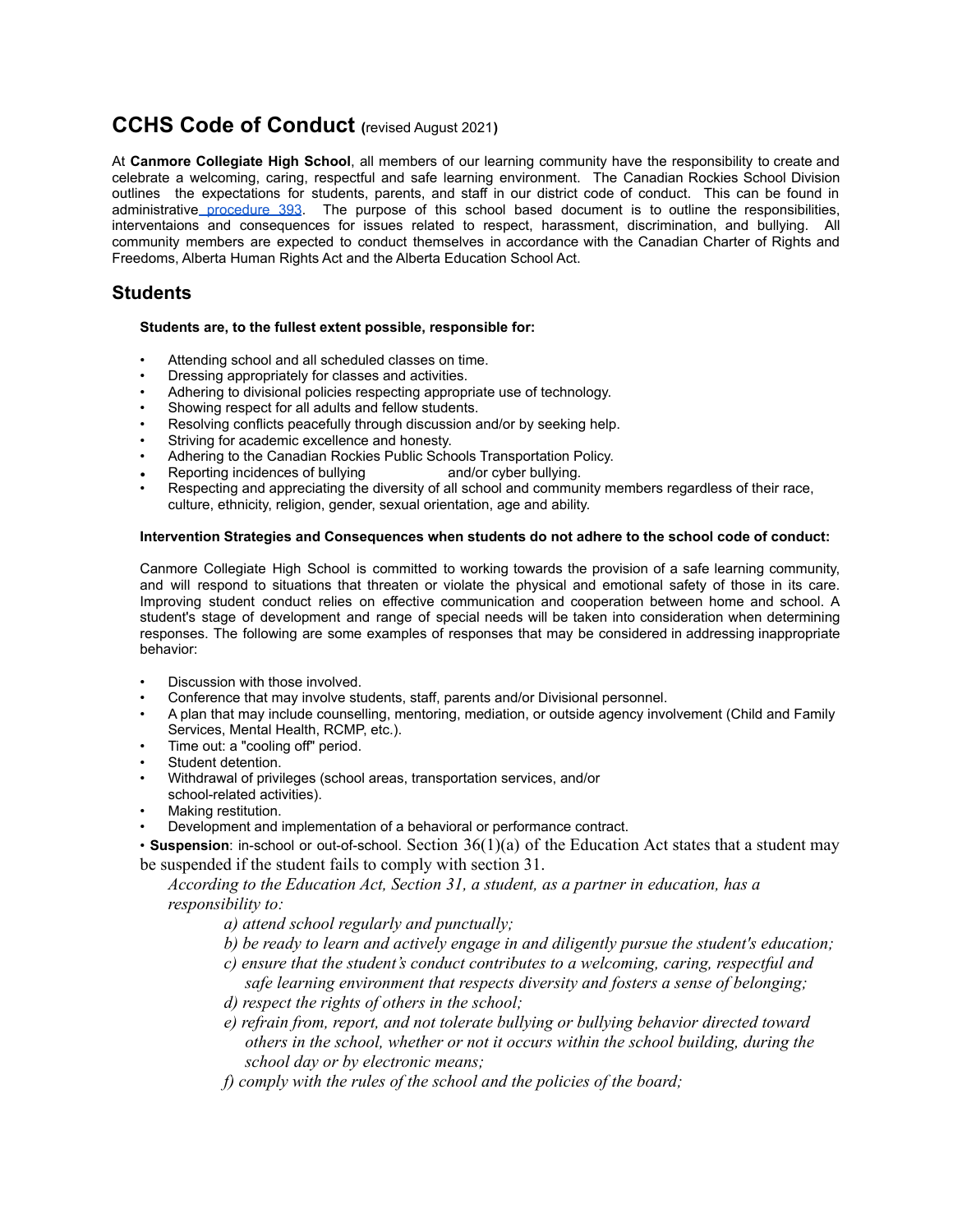# CCHS Code of Conduct (revised August 2021)

At **Canmore Collegiate High School**, all members of our learning community have the responsibility to create and celebrate a welcoming, caring, respectful and safe learning environment. The Canadian Rockies School Division outlines the expectations for students, parents, and staff in our district code of conduct. This can be found in administrative procedure 393. The purpose of this school based document is to outline the responsibilities, interventaions and consequences for issues related to respect, harassment, discrimination, and bullying. All community members are expected to conduct themselves in accordance with the Canadian Charter of Rights and Freedoms, Alberta Human Rights Act and the Alberta Education School Act.

## Students

**Students are, to the fullest extent possible, responsible for:**

- Attending school and all scheduled classes on time.
- Dressing appropriately for classes and activities.
- Adhering to divisional policies respecting appropriate use of technology.
- Showing respect for all adults and fellow students.
- Resolving conflicts peacefully through discussion and/or by seeking help.
- Striving for academic excellence and honesty.
- Adhering to the Canadian Rockies Public Schools Transportation Policy.
- Reporting incidences of bullying and/or cyber bullying.
- Respecting and appreciating the diversity of all school and community members regardless of their race, culture, ethnicity, religion, gender, sexual orientation, age and ability.

**Intervention Strategies and Consequences when students do not adhere to the school code of conduct:**

Canmore Collegiate High School is committed to working towards the provision of a safe learning community, and will respond to situations that threaten or violate the physical and emotional safety of those in its care. Improving student conduct relies on effective communication and cooperation between home and school. A student's stage of development and range of special needs will be taken into consideration when determining responses. The following are some examples of responses that may be considered in addressing inappropriate behavior:

- Discussion with those involved.
- Conference that may involve students, staff, parents and/or Divisional personnel.
- A plan that may include counselling, mentoring, mediation, or outside agency involvement (Child and Family Services, Mental Health, RCMP, etc.).
- Time out: a "cooling off" period.
- Student detention.
- Withdrawal of privileges (school areas, transportation services, and/or school-related activities).
- Making restitution.
- Development and implementation of a behavioral or performance contract.
- **Suspension**: in-school or out-of-school. Section 36(1)(a) of the Education Act states that a student may be suspended if the student fails to comply with section 31.

  *According to the Education Act, Section 31, a student, as a partner in education, has a responsibility to:*

  *a) attend school regularly and punctually;*
  *b) be ready to learn and actively engage in and diligently pursue the student's education;*
  *c) ensure that the student's conduct contributes to a welcoming, caring, respectful and safe learning environment that respects diversity and fosters a sense of belonging;*
  *d) respect the rights of others in the school;*
  *e) refrain from, report, and not tolerate bullying or bullying behavior directed toward others in the school, whether or not it occurs within the school building, during the school day or by electronic means;*
  *f) comply with the rules of the school and the policies of the board;*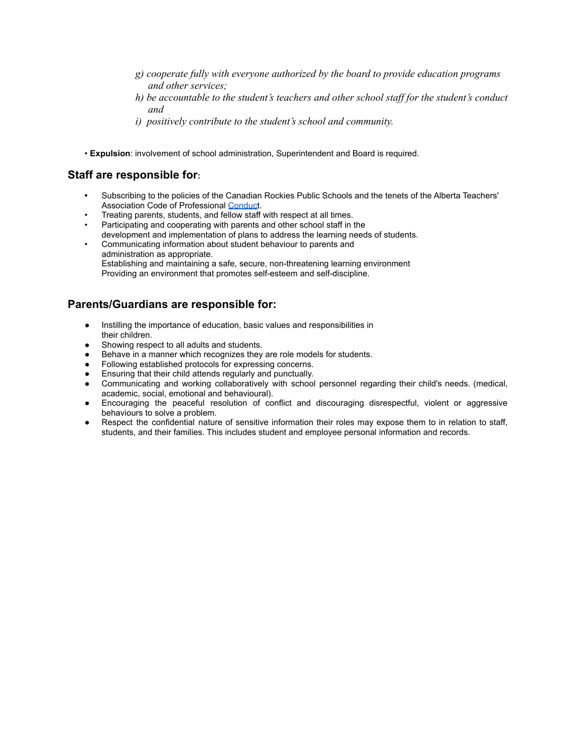*g) cooperate fully with everyone authorized by the board to provide education programs and other services;*
*h) be accountable to the student's teachers and other school staff for the student's conduct and*
*i) positively contribute to the student's school and community.*

- **Expulsion**: involvement of school administration, Superintendent and Board is required.

## Staff are responsible for:

- Subscribing to the policies of the Canadian Rockies Public Schools and the tenets of the Alberta Teachers' Association Code of Professional Conduct.
- Treating parents, students, and fellow staff with respect at all times.
- Participating and cooperating with parents and other school staff in the development and implementation of plans to address the learning needs of students.
- Communicating information about student behaviour to parents and administration as appropriate.
  Establishing and maintaining a safe, secure, non-threatening learning environment
  Providing an environment that promotes self-esteem and self-discipline.

## Parents/Guardians are responsible for:

- Instilling the importance of education, basic values and responsibilities in their children.
- Showing respect to all adults and students.
- Behave in a manner which recognizes they are role models for students.
- Following established protocols for expressing concerns.
- Ensuring that their child attends regularly and punctually.
- Communicating and working collaboratively with school personnel regarding their child's needs. (medical, academic, social, emotional and behavioural).
- Encouraging the peaceful resolution of conflict and discouraging disrespectful, violent or aggressive behaviours to solve a problem.
- Respect the confidential nature of sensitive information their roles may expose them to in relation to staff, students, and their families. This includes student and employee personal information and records.